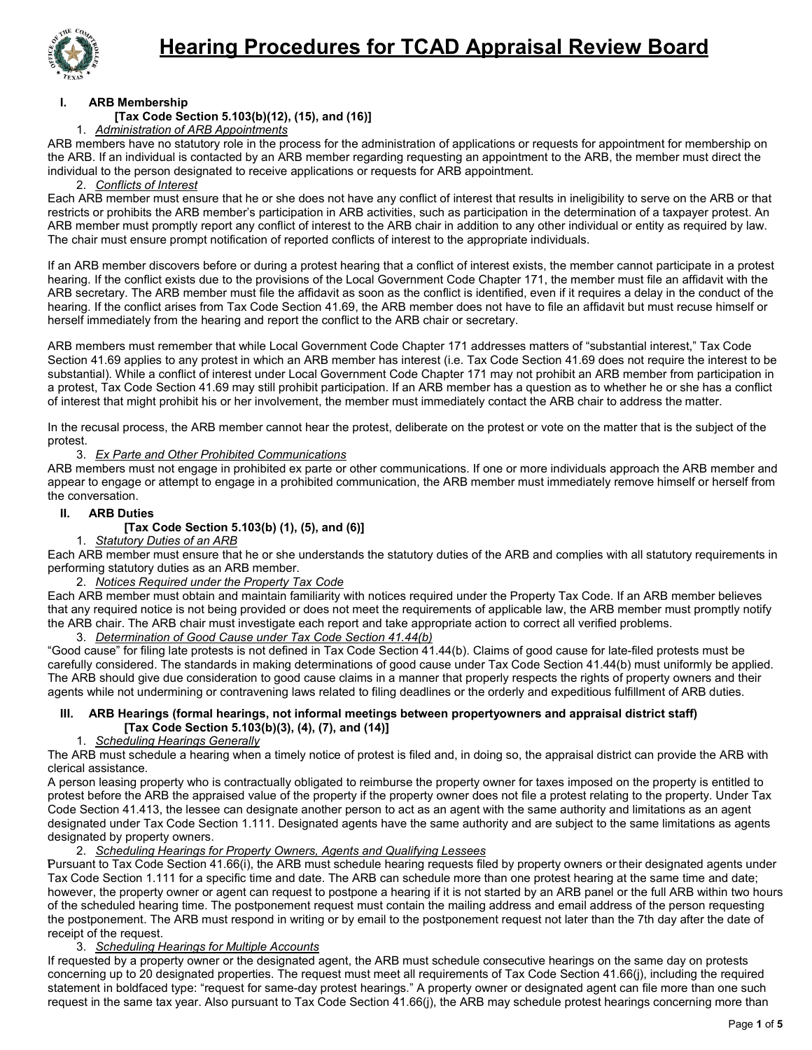# Hearing Procedures for TCAD Appraisal Review Board

## I. ARB Membership

**[Tax Code Section 5.103(b)(12), (15), and (16)]**

1. *Administration of ARB Appointments*

ARB members have no statutory role in the process for the administration of applications or requests for appointment for membership on the ARB. If an individual is contacted by an ARB member regarding requesting an appointment to the ARB, the member must direct the individual to the person designated to receive applications or requests for ARB appointment.

2. *Conflicts of Interest*

Each ARB member must ensure that he or she does not have any conflict of interest that results in ineligibility to serve on the ARB or that restricts or prohibits the ARB member's participation in ARB activities, such as participation in the determination of a taxpayer protest. An ARB member must promptly report any conflict of interest to the ARB chair in addition to any other individual or entity as required by law. The chair must ensure prompt notification of reported conflicts of interest to the appropriate individuals.

If an ARB member discovers before or during a protest hearing that a conflict of interest exists, the member cannot participate in a protest hearing. If the conflict exists due to the provisions of the Local Government Code Chapter 171, the member must file an affidavit with the ARB secretary. The ARB member must file the affidavit as soon as the conflict is identified, even if it requires a delay in the conduct of the hearing. If the conflict arises from Tax Code Section 41.69, the ARB member does not have to file an affidavit but must recuse himself or herself immediately from the hearing and report the conflict to the ARB chair or secretary.

ARB members must remember that while Local Government Code Chapter 171 addresses matters of "substantial interest," Tax Code Section 41.69 applies to any protest in which an ARB member has interest (i.e. Tax Code Section 41.69 does not require the interest to be substantial). While a conflict of interest under Local Government Code Chapter 171 may not prohibit an ARB member from participation in a protest, Tax Code Section 41.69 may still prohibit participation. If an ARB member has a question as to whether he or she has a conflict of interest that might prohibit his or her involvement, the member must immediately contact the ARB chair to address the matter.

In the recusal process, the ARB member cannot hear the protest, deliberate on the protest or vote on the matter that is the subject of the protest.

3. *Ex Parte and Other Prohibited Communications*

ARB members must not engage in prohibited ex parte or other communications. If one or more individuals approach the ARB member and appear to engage or attempt to engage in a prohibited communication, the ARB member must immediately remove himself or herself from the conversation.

## II. ARB Duties

**[Tax Code Section 5.103(b) (1), (5), and (6)]**

1. *Statutory Duties of an ARB*

Each ARB member must ensure that he or she understands the statutory duties of the ARB and complies with all statutory requirements in performing statutory duties as an ARB member.

2. *Notices Required under the Property Tax Code*

Each ARB member must obtain and maintain familiarity with notices required under the Property Tax Code. If an ARB member believes that any required notice is not being provided or does not meet the requirements of applicable law, the ARB member must promptly notify the ARB chair. The ARB chair must investigate each report and take appropriate action to correct all verified problems.

3. *Determination of Good Cause under Tax Code Section 41.44(b)*

"Good cause" for filing late protests is not defined in Tax Code Section 41.44(b). Claims of good cause for late-filed protests must be carefully considered. The standards in making determinations of good cause under Tax Code Section 41.44(b) must uniformly be applied. The ARB should give due consideration to good cause claims in a manner that properly respects the rights of property owners and their agents while not undermining or contravening laws related to filing deadlines or the orderly and expeditious fulfillment of ARB duties.

## III. ARB Hearings (formal hearings, not informal meetings between propertyowners and appraisal district staff)

**[Tax Code Section 5.103(b)(3), (4), (7), and (14)]**

1. *Scheduling Hearings Generally*

The ARB must schedule a hearing when a timely notice of protest is filed and, in doing so, the appraisal district can provide the ARB with clerical assistance.

A person leasing property who is contractually obligated to reimburse the property owner for taxes imposed on the property is entitled to protest before the ARB the appraised value of the property if the property owner does not file a protest relating to the property. Under Tax Code Section 41.413, the lessee can designate another person to act as an agent with the same authority and limitations as an agent designated under Tax Code Section 1.111. Designated agents have the same authority and are subject to the same limitations as agents designated by property owners.

2. *Scheduling Hearings for Property Owners, Agents and Qualifying Lessees*

Pursuant to Tax Code Section 41.66(i), the ARB must schedule hearing requests filed by property owners or their designated agents under Tax Code Section 1.111 for a specific time and date. The ARB can schedule more than one protest hearing at the same time and date; however, the property owner or agent can request to postpone a hearing if it is not started by an ARB panel or the full ARB within two hours of the scheduled hearing time. The postponement request must contain the mailing address and email address of the person requesting the postponement. The ARB must respond in writing or by email to the postponement request not later than the 7th day after the date of receipt of the request.

3. *Scheduling Hearings for Multiple Accounts*

If requested by a property owner or the designated agent, the ARB must schedule consecutive hearings on the same day on protests concerning up to 20 designated properties. The request must meet all requirements of Tax Code Section 41.66(j), including the required statement in boldfaced type: "request for same-day protest hearings." A property owner or designated agent can file more than one such request in the same tax year. Also pursuant to Tax Code Section 41.66(j), the ARB may schedule protest hearings concerning more than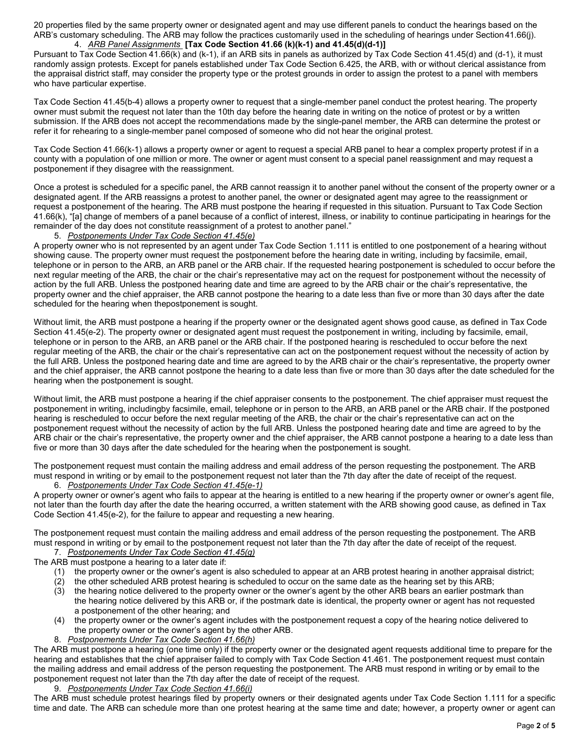20 properties filed by the same property owner or designated agent and may use different panels to conduct the hearings based on the ARB's customary scheduling. The ARB may follow the practices customarily used in the scheduling of hearings under Section 41.66(j).

4. *ARB Panel Assignments* **[Tax Code Section 41.66 (k)(k-1) and 41.45(d)(d-1)]**

Pursuant to Tax Code Section 41.66(k) and (k-1), if an ARB sits in panels as authorized by Tax Code Section 41.45(d) and (d-1), it must randomly assign protests. Except for panels established under Tax Code Section 6.425, the ARB, with or without clerical assistance from the appraisal district staff, may consider the property type or the protest grounds in order to assign the protest to a panel with members who have particular expertise.

Tax Code Section 41.45(b-4) allows a property owner to request that a single-member panel conduct the protest hearing. The property owner must submit the request not later than the 10th day before the hearing date in writing on the notice of protest or by a written submission. If the ARB does not accept the recommendations made by the single-panel member, the ARB can determine the protest or refer it for rehearing to a single-member panel composed of someone who did not hear the original protest.

Tax Code Section 41.66(k-1) allows a property owner or agent to request a special ARB panel to hear a complex property protest if in a county with a population of one million or more. The owner or agent must consent to a special panel reassignment and may request a postponement if they disagree with the reassignment.

Once a protest is scheduled for a specific panel, the ARB cannot reassign it to another panel without the consent of the property owner or a designated agent. If the ARB reassigns a protest to another panel, the owner or designated agent may agree to the reassignment or request a postponement of the hearing. The ARB must postpone the hearing if requested in this situation. Pursuant to Tax Code Section 41.66(k), "[a] change of members of a panel because of a conflict of interest, illness, or inability to continue participating in hearings for the remainder of the day does not constitute reassignment of a protest to another panel."

5. *Postponements Under Tax Code Section 41.45(e)*

A property owner who is not represented by an agent under Tax Code Section 1.111 is entitled to one postponement of a hearing without showing cause. The property owner must request the postponement before the hearing date in writing, including by facsimile, email, telephone or in person to the ARB, an ARB panel or the ARB chair. If the requested hearing postponement is scheduled to occur before the next regular meeting of the ARB, the chair or the chair's representative may act on the request for postponement without the necessity of action by the full ARB. Unless the postponed hearing date and time are agreed to by the ARB chair or the chair's representative, the property owner and the chief appraiser, the ARB cannot postpone the hearing to a date less than five or more than 30 days after the date scheduled for the hearing when thepostponement is sought.

Without limit, the ARB must postpone a hearing if the property owner or the designated agent shows good cause, as defined in Tax Code Section 41.45(e-2). The property owner or designated agent must request the postponement in writing, including by facsimile, email, telephone or in person to the ARB, an ARB panel or the ARB chair. If the postponed hearing is rescheduled to occur before the next regular meeting of the ARB, the chair or the chair's representative can act on the postponement request without the necessity of action by the full ARB. Unless the postponed hearing date and time are agreed to by the ARB chair or the chair's representative, the property owner and the chief appraiser, the ARB cannot postpone the hearing to a date less than five or more than 30 days after the date scheduled for the hearing when the postponement is sought.

Without limit, the ARB must postpone a hearing if the chief appraiser consents to the postponement. The chief appraiser must request the postponement in writing, includingby facsimile, email, telephone or in person to the ARB, an ARB panel or the ARB chair. If the postponed hearing is rescheduled to occur before the next regular meeting of the ARB, the chair or the chair's representative can act on the postponement request without the necessity of action by the full ARB. Unless the postponed hearing date and time are agreed to by the ARB chair or the chair's representative, the property owner and the chief appraiser, the ARB cannot postpone a hearing to a date less than five or more than 30 days after the date scheduled for the hearing when the postponement is sought.

The postponement request must contain the mailing address and email address of the person requesting the postponement. The ARB must respond in writing or by email to the postponement request not later than the 7th day after the date of receipt of the request.

6. *Postponements Under Tax Code Section 41.45(e-1)*

A property owner or owner's agent who fails to appear at the hearing is entitled to a new hearing if the property owner or owner's agent file, not later than the fourth day after the date the hearing occurred, a written statement with the ARB showing good cause, as defined in Tax Code Section 41.45(e-2), for the failure to appear and requesting a new hearing.

The postponement request must contain the mailing address and email address of the person requesting the postponement. The ARB must respond in writing or by email to the postponement request not later than the 7th day after the date of receipt of the request.

7. *Postponements Under Tax Code Section 41.45(g)*

The ARB must postpone a hearing to a later date if:

(1) the property owner or the owner's agent is also scheduled to appear at an ARB protest hearing in another appraisal district;
(2) the other scheduled ARB protest hearing is scheduled to occur on the same date as the hearing set by this ARB;
(3) the hearing notice delivered to the property owner or the owner's agent by the other ARB bears an earlier postmark than the hearing notice delivered by this ARB or, if the postmark date is identical, the property owner or agent has not requested a postponement of the other hearing; and
(4) the property owner or the owner's agent includes with the postponement request a copy of the hearing notice delivered to the property owner or the owner's agent by the other ARB.

8. *Postponements Under Tax Code Section 41.66(h)*

The ARB must postpone a hearing (one time only) if the property owner or the designated agent requests additional time to prepare for the hearing and establishes that the chief appraiser failed to comply with Tax Code Section 41.461. The postponement request must contain the mailing address and email address of the person requesting the postponement. The ARB must respond in writing or by email to the postponement request not later than the 7th day after the date of receipt of the request.

9. *Postponements Under Tax Code Section 41.66(i)*

The ARB must schedule protest hearings filed by property owners or their designated agents under Tax Code Section 1.111 for a specific time and date. The ARB can schedule more than one protest hearing at the same time and date; however, a property owner or agent can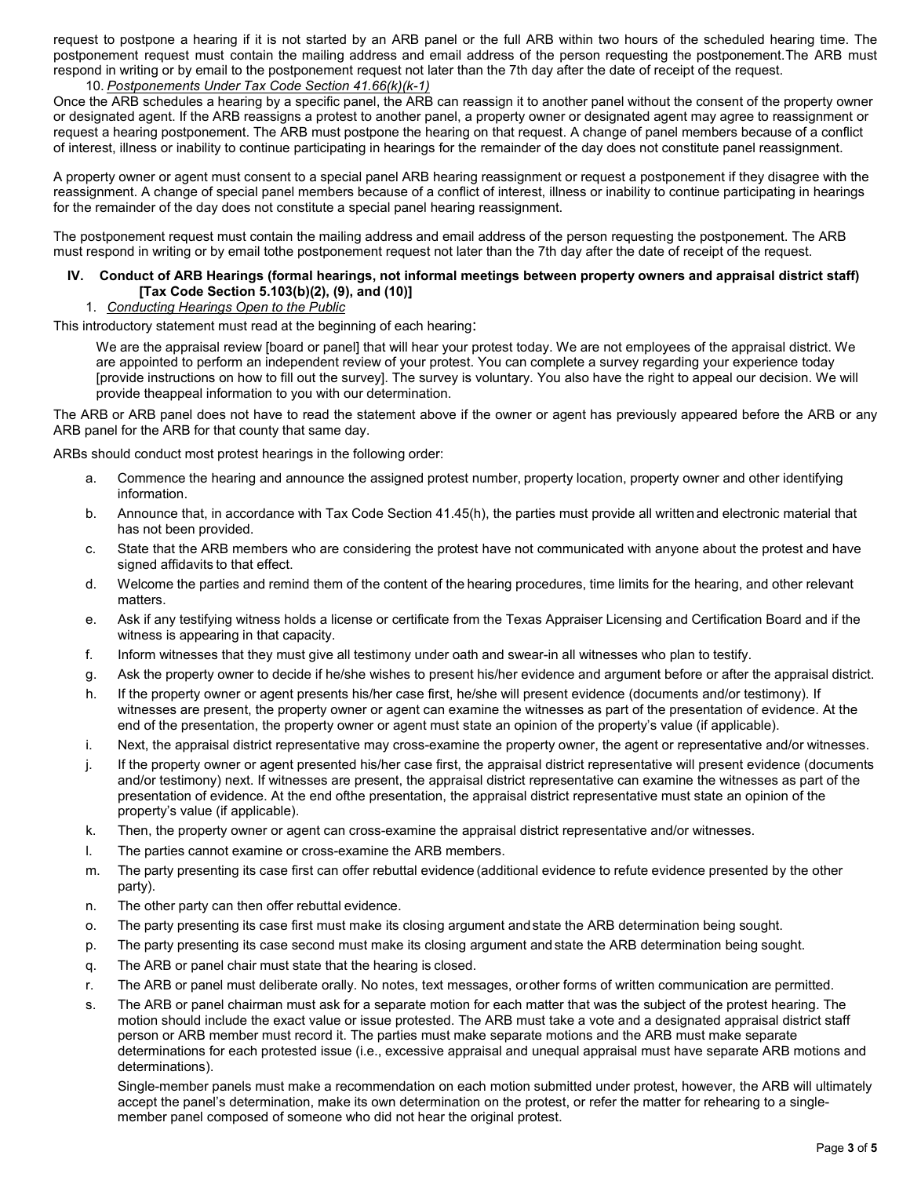request to postpone a hearing if it is not started by an ARB panel or the full ARB within two hours of the scheduled hearing time. The postponement request must contain the mailing address and email address of the person requesting the postponement.The ARB must respond in writing or by email to the postponement request not later than the 7th day after the date of receipt of the request.

10. *Postponements Under Tax Code Section 41.66(k)(k-1)*

Once the ARB schedules a hearing by a specific panel, the ARB can reassign it to another panel without the consent of the property owner or designated agent. If the ARB reassigns a protest to another panel, a property owner or designated agent may agree to reassignment or request a hearing postponement. The ARB must postpone the hearing on that request. A change of panel members because of a conflict of interest, illness or inability to continue participating in hearings for the remainder of the day does not constitute panel reassignment.

A property owner or agent must consent to a special panel ARB hearing reassignment or request a postponement if they disagree with the reassignment. A change of special panel members because of a conflict of interest, illness or inability to continue participating in hearings for the remainder of the day does not constitute a special panel hearing reassignment.

The postponement request must contain the mailing address and email address of the person requesting the postponement. The ARB must respond in writing or by email tothe postponement request not later than the 7th day after the date of receipt of the request.

## IV. Conduct of ARB Hearings (formal hearings, not informal meetings between property owners and appraisal district staff) [Tax Code Section 5.103(b)(2), (9), and (10)]

1. *Conducting Hearings Open to the Public*

This introductory statement must read at the beginning of each hearing:

> We are the appraisal review [board or panel] that will hear your protest today. We are not employees of the appraisal district. We are appointed to perform an independent review of your protest. You can complete a survey regarding your experience today [provide instructions on how to fill out the survey]. The survey is voluntary. You also have the right to appeal our decision. We will provide theappeal information to you with our determination.

The ARB or ARB panel does not have to read the statement above if the owner or agent has previously appeared before the ARB or any ARB panel for the ARB for that county that same day.

ARBs should conduct most protest hearings in the following order:

a. Commence the hearing and announce the assigned protest number, property location, property owner and other identifying information.
b. Announce that, in accordance with Tax Code Section 41.45(h), the parties must provide all written and electronic material that has not been provided.
c. State that the ARB members who are considering the protest have not communicated with anyone about the protest and have signed affidavits to that effect.
d. Welcome the parties and remind them of the content of the hearing procedures, time limits for the hearing, and other relevant matters.
e. Ask if any testifying witness holds a license or certificate from the Texas Appraiser Licensing and Certification Board and if the witness is appearing in that capacity.
f. Inform witnesses that they must give all testimony under oath and swear-in all witnesses who plan to testify.
g. Ask the property owner to decide if he/she wishes to present his/her evidence and argument before or after the appraisal district.
h. If the property owner or agent presents his/her case first, he/she will present evidence (documents and/or testimony). If witnesses are present, the property owner or agent can examine the witnesses as part of the presentation of evidence. At the end of the presentation, the property owner or agent must state an opinion of the property's value (if applicable).
i. Next, the appraisal district representative may cross-examine the property owner, the agent or representative and/or witnesses.
j. If the property owner or agent presented his/her case first, the appraisal district representative will present evidence (documents and/or testimony) next. If witnesses are present, the appraisal district representative can examine the witnesses as part of the presentation of evidence. At the end ofthe presentation, the appraisal district representative must state an opinion of the property's value (if applicable).
k. Then, the property owner or agent can cross-examine the appraisal district representative and/or witnesses.
l. The parties cannot examine or cross-examine the ARB members.
m. The party presenting its case first can offer rebuttal evidence (additional evidence to refute evidence presented by the other party).
n. The other party can then offer rebuttal evidence.
o. The party presenting its case first must make its closing argument and state the ARB determination being sought.
p. The party presenting its case second must make its closing argument and state the ARB determination being sought.
q. The ARB or panel chair must state that the hearing is closed.
r. The ARB or panel must deliberate orally. No notes, text messages, orother forms of written communication are permitted.
s. The ARB or panel chairman must ask for a separate motion for each matter that was the subject of the protest hearing. The motion should include the exact value or issue protested. The ARB must take a vote and a designated appraisal district staff person or ARB member must record it. The parties must make separate motions and the ARB must make separate determinations for each protested issue (i.e., excessive appraisal and unequal appraisal must have separate ARB motions and determinations).

   Single-member panels must make a recommendation on each motion submitted under protest, however, the ARB will ultimately accept the panel's determination, make its own determination on the protest, or refer the matter for rehearing to a single-member panel composed of someone who did not hear the original protest.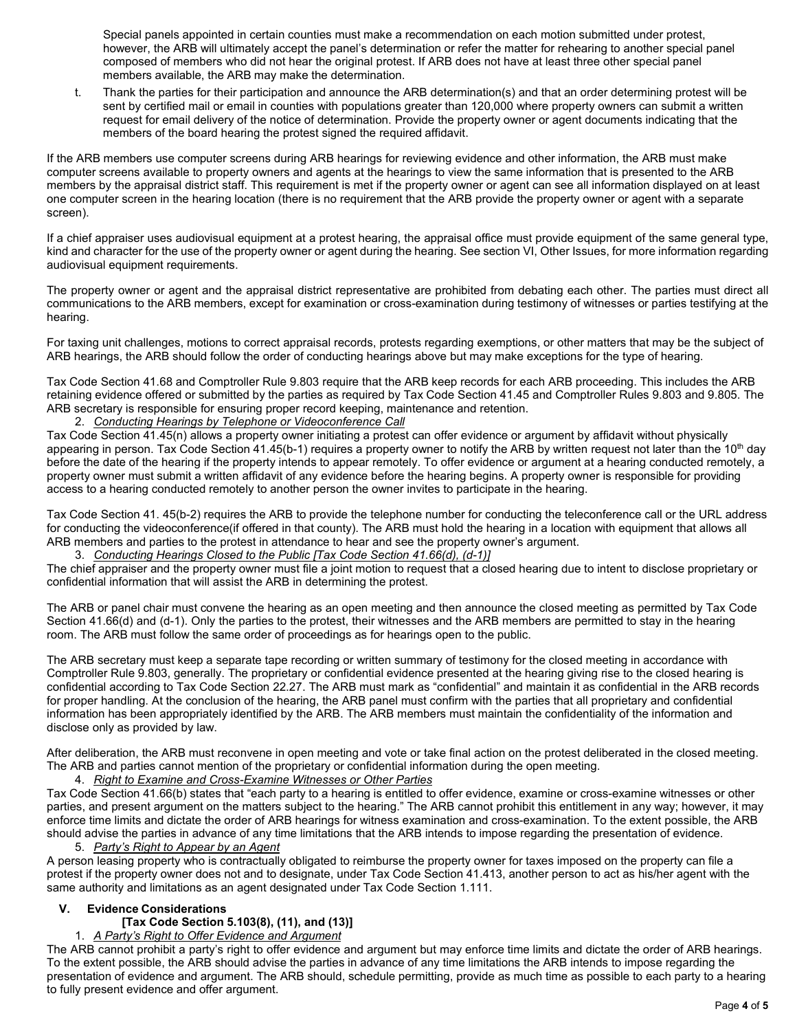Special panels appointed in certain counties must make a recommendation on each motion submitted under protest, however, the ARB will ultimately accept the panel's determination or refer the matter for rehearing to another special panel composed of members who did not hear the original protest. If ARB does not have at least three other special panel members available, the ARB may make the determination.

t. Thank the parties for their participation and announce the ARB determination(s) and that an order determining protest will be sent by certified mail or email in counties with populations greater than 120,000 where property owners can submit a written request for email delivery of the notice of determination. Provide the property owner or agent documents indicating that the members of the board hearing the protest signed the required affidavit.

If the ARB members use computer screens during ARB hearings for reviewing evidence and other information, the ARB must make computer screens available to property owners and agents at the hearings to view the same information that is presented to the ARB members by the appraisal district staff. This requirement is met if the property owner or agent can see all information displayed on at least one computer screen in the hearing location (there is no requirement that the ARB provide the property owner or agent with a separate screen).

If a chief appraiser uses audiovisual equipment at a protest hearing, the appraisal office must provide equipment of the same general type, kind and character for the use of the property owner or agent during the hearing. See section VI, Other Issues, for more information regarding audiovisual equipment requirements.

The property owner or agent and the appraisal district representative are prohibited from debating each other. The parties must direct all communications to the ARB members, except for examination or cross-examination during testimony of witnesses or parties testifying at the hearing.

For taxing unit challenges, motions to correct appraisal records, protests regarding exemptions, or other matters that may be the subject of ARB hearings, the ARB should follow the order of conducting hearings above but may make exceptions for the type of hearing.

Tax Code Section 41.68 and Comptroller Rule 9.803 require that the ARB keep records for each ARB proceeding. This includes the ARB retaining evidence offered or submitted by the parties as required by Tax Code Section 41.45 and Comptroller Rules 9.803 and 9.805. The ARB secretary is responsible for ensuring proper record keeping, maintenance and retention.

2. *Conducting Hearings by Telephone or Videoconference Call*

Tax Code Section 41.45(n) allows a property owner initiating a protest can offer evidence or argument by affidavit without physically appearing in person. Tax Code Section 41.45(b-1) requires a property owner to notify the ARB by written request not later than the 10th day before the date of the hearing if the property intends to appear remotely. To offer evidence or argument at a hearing conducted remotely, a property owner must submit a written affidavit of any evidence before the hearing begins. A property owner is responsible for providing access to a hearing conducted remotely to another person the owner invites to participate in the hearing.

Tax Code Section 41. 45(b-2) requires the ARB to provide the telephone number for conducting the teleconference call or the URL address for conducting the videoconference(if offered in that county). The ARB must hold the hearing in a location with equipment that allows all ARB members and parties to the protest in attendance to hear and see the property owner's argument.

3. *Conducting Hearings Closed to the Public [Tax Code Section 41.66(d), (d-1)]*

The chief appraiser and the property owner must file a joint motion to request that a closed hearing due to intent to disclose proprietary or confidential information that will assist the ARB in determining the protest.

The ARB or panel chair must convene the hearing as an open meeting and then announce the closed meeting as permitted by Tax Code Section 41.66(d) and (d-1). Only the parties to the protest, their witnesses and the ARB members are permitted to stay in the hearing room. The ARB must follow the same order of proceedings as for hearings open to the public.

The ARB secretary must keep a separate tape recording or written summary of testimony for the closed meeting in accordance with Comptroller Rule 9.803, generally. The proprietary or confidential evidence presented at the hearing giving rise to the closed hearing is confidential according to Tax Code Section 22.27. The ARB must mark as "confidential" and maintain it as confidential in the ARB records for proper handling. At the conclusion of the hearing, the ARB panel must confirm with the parties that all proprietary and confidential information has been appropriately identified by the ARB. The ARB members must maintain the confidentiality of the information and disclose only as provided by law.

After deliberation, the ARB must reconvene in open meeting and vote or take final action on the protest deliberated in the closed meeting. The ARB and parties cannot mention of the proprietary or confidential information during the open meeting.

4. *Right to Examine and Cross-Examine Witnesses or Other Parties*

Tax Code Section 41.66(b) states that "each party to a hearing is entitled to offer evidence, examine or cross-examine witnesses or other parties, and present argument on the matters subject to the hearing." The ARB cannot prohibit this entitlement in any way; however, it may enforce time limits and dictate the order of ARB hearings for witness examination and cross-examination. To the extent possible, the ARB should advise the parties in advance of any time limitations that the ARB intends to impose regarding the presentation of evidence.

5. *Party's Right to Appear by an Agent*

A person leasing property who is contractually obligated to reimburse the property owner for taxes imposed on the property can file a protest if the property owner does not and to designate, under Tax Code Section 41.413, another person to act as his/her agent with the same authority and limitations as an agent designated under Tax Code Section 1.111.

## V. Evidence Considerations [Tax Code Section 5.103(8), (11), and (13)]

1. *A Party's Right to Offer Evidence and Argument*

The ARB cannot prohibit a party's right to offer evidence and argument but may enforce time limits and dictate the order of ARB hearings. To the extent possible, the ARB should advise the parties in advance of any time limitations the ARB intends to impose regarding the presentation of evidence and argument. The ARB should, schedule permitting, provide as much time as possible to each party to a hearing to fully present evidence and offer argument.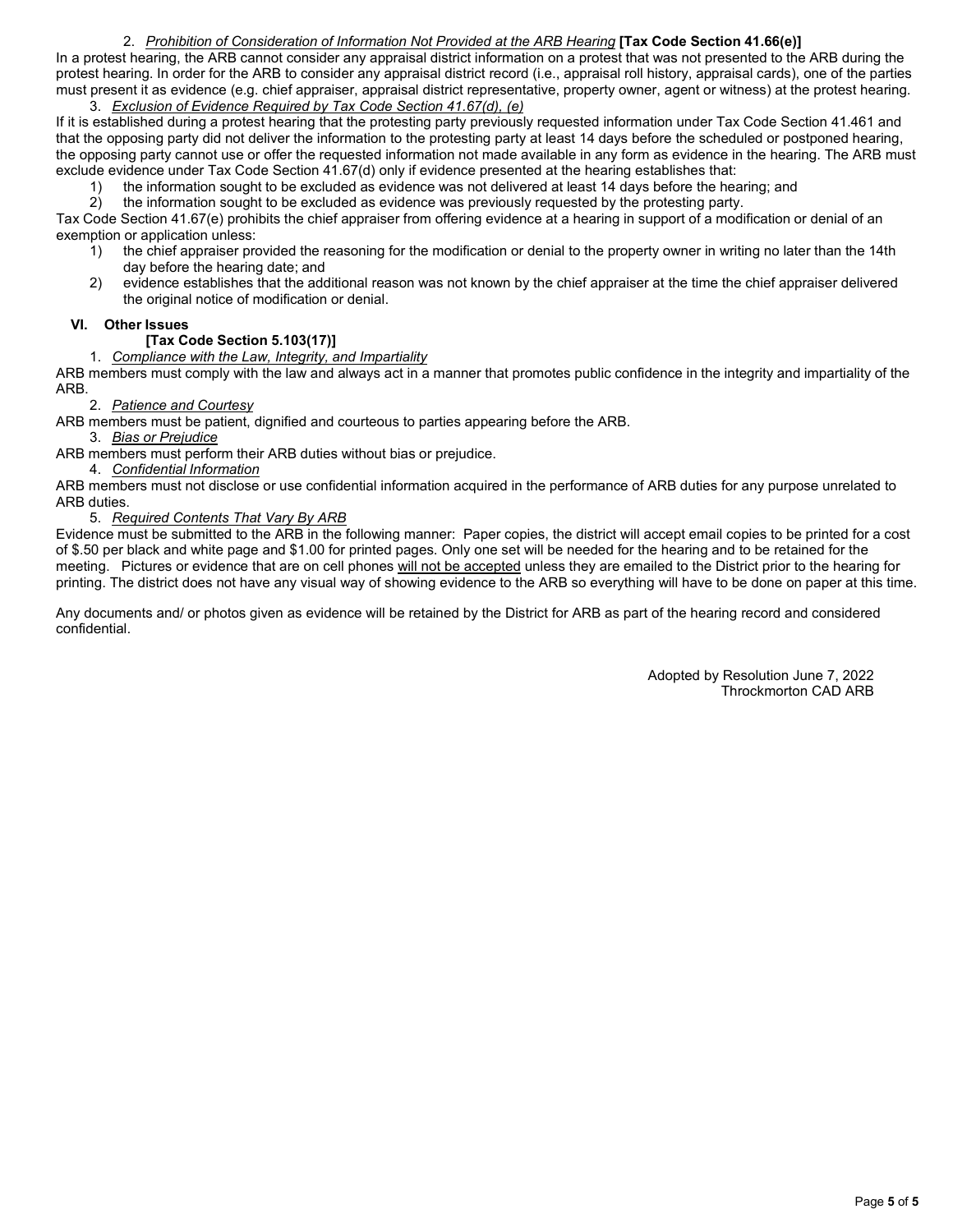2. *Prohibition of Consideration of Information Not Provided at the ARB Hearing* **[Tax Code Section 41.66(e)]**

In a protest hearing, the ARB cannot consider any appraisal district information on a protest that was not presented to the ARB during the protest hearing. In order for the ARB to consider any appraisal district record (i.e., appraisal roll history, appraisal cards), one of the parties must present it as evidence (e.g. chief appraiser, appraisal district representative, property owner, agent or witness) at the protest hearing.

3. *Exclusion of Evidence Required by Tax Code Section 41.67(d), (e)*

If it is established during a protest hearing that the protesting party previously requested information under Tax Code Section 41.461 and that the opposing party did not deliver the information to the protesting party at least 14 days before the scheduled or postponed hearing, the opposing party cannot use or offer the requested information not made available in any form as evidence in the hearing. The ARB must exclude evidence under Tax Code Section 41.67(d) only if evidence presented at the hearing establishes that:

1) the information sought to be excluded as evidence was not delivered at least 14 days before the hearing; and
2) the information sought to be excluded as evidence was previously requested by the protesting party.

Tax Code Section 41.67(e) prohibits the chief appraiser from offering evidence at a hearing in support of a modification or denial of an exemption or application unless:

1) the chief appraiser provided the reasoning for the modification or denial to the property owner in writing no later than the 14th day before the hearing date; and
2) evidence establishes that the additional reason was not known by the chief appraiser at the time the chief appraiser delivered the original notice of modification or denial.

## VI. Other Issues

**[Tax Code Section 5.103(17)]**

1. *Compliance with the Law, Integrity, and Impartiality*

ARB members must comply with the law and always act in a manner that promotes public confidence in the integrity and impartiality of the ARB.

2. *Patience and Courtesy*

ARB members must be patient, dignified and courteous to parties appearing before the ARB.

3. *Bias or Prejudice*

ARB members must perform their ARB duties without bias or prejudice.

4. *Confidential Information*

ARB members must not disclose or use confidential information acquired in the performance of ARB duties for any purpose unrelated to ARB duties.

5. *Required Contents That Vary By ARB*

Evidence must be submitted to the ARB in the following manner: Paper copies, the district will accept email copies to be printed for a cost of $.50 per black and white page and $1.00 for printed pages. Only one set will be needed for the hearing and to be retained for the meeting. Pictures or evidence that are on cell phones will not be accepted unless they are emailed to the District prior to the hearing for printing. The district does not have any visual way of showing evidence to the ARB so everything will have to be done on paper at this time.

Any documents and/ or photos given as evidence will be retained by the District for ARB as part of the hearing record and considered confidential.

Adopted by Resolution June 7, 2022
Throckmorton CAD ARB